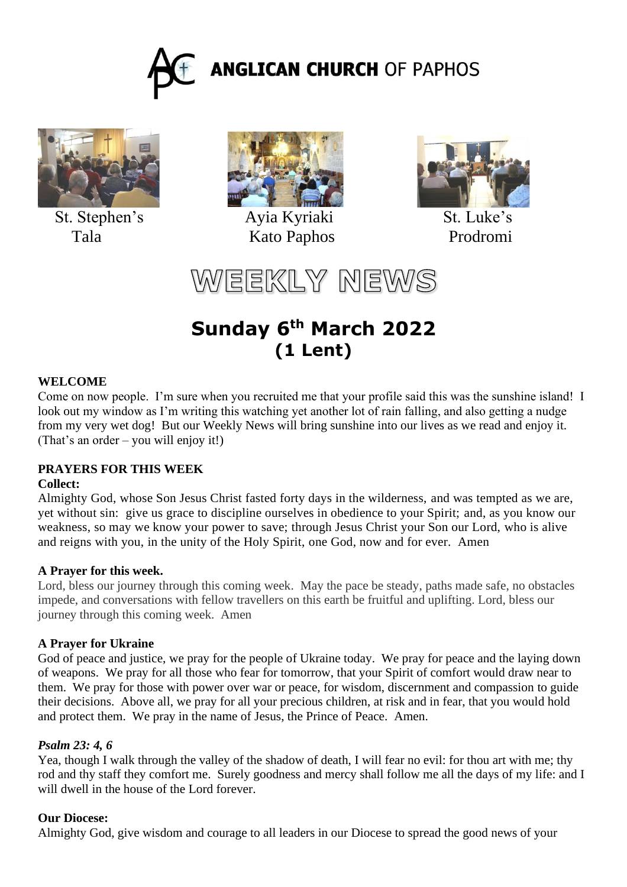# ANGLICAN CHURCH OF PAPHOS

St. Stephen's Tala | Ayia Kyriaki Kato Paphos | St. Luke's Prodromi

# WEEKLY NEWS

## Sunday 6th March 2022 (1 Lent)

**WELCOME**

Come on now people. I'm sure when you recruited me that your profile said this was the sunshine island! I look out my window as I'm writing this watching yet another lot of rain falling, and also getting a nudge from my very wet dog! But our Weekly News will bring sunshine into our lives as we read and enjoy it. (That's an order – you will enjoy it!)

**PRAYERS FOR THIS WEEK**

**Collect:**

Almighty God, whose Son Jesus Christ fasted forty days in the wilderness, and was tempted as we are, yet without sin: give us grace to discipline ourselves in obedience to your Spirit; and, as you know our weakness, so may we know your power to save; through Jesus Christ your Son our Lord, who is alive and reigns with you, in the unity of the Holy Spirit, one God, now and for ever. Amen

**A Prayer for this week.**

Lord, bless our journey through this coming week. May the pace be steady, paths made safe, no obstacles impede, and conversations with fellow travellers on this earth be fruitful and uplifting. Lord, bless our journey through this coming week. Amen

**A Prayer for Ukraine**

God of peace and justice, we pray for the people of Ukraine today. We pray for peace and the laying down of weapons. We pray for all those who fear for tomorrow, that your Spirit of comfort would draw near to them. We pray for those with power over war or peace, for wisdom, discernment and compassion to guide their decisions. Above all, we pray for all your precious children, at risk and in fear, that you would hold and protect them. We pray in the name of Jesus, the Prince of Peace. Amen.

***Psalm 23: 4, 6***

Yea, though I walk through the valley of the shadow of death, I will fear no evil: for thou art with me; thy rod and thy staff they comfort me. Surely goodness and mercy shall follow me all the days of my life: and I will dwell in the house of the Lord forever.

**Our Diocese:**

Almighty God, give wisdom and courage to all leaders in our Diocese to spread the good news of your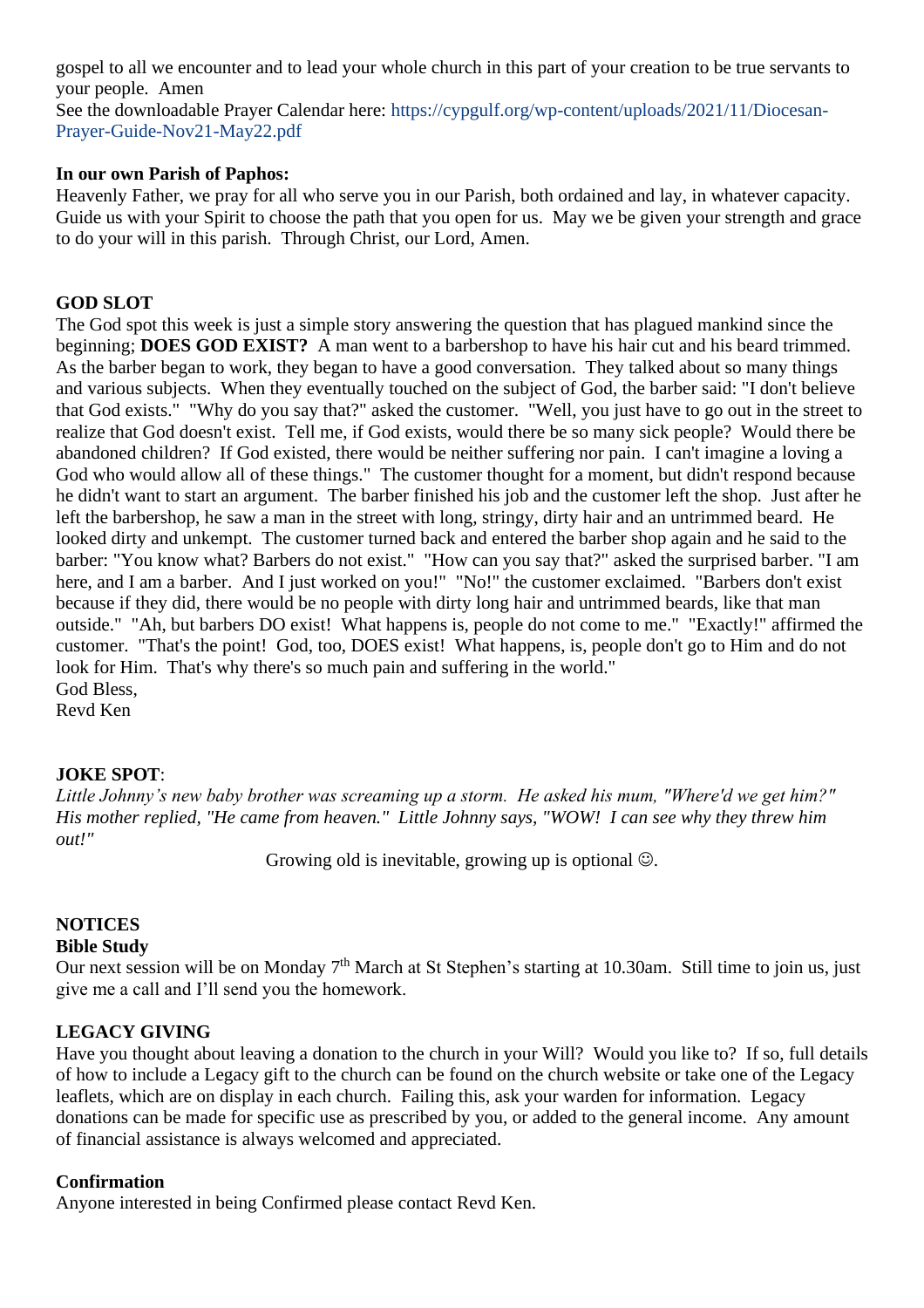gospel to all we encounter and to lead your whole church in this part of your creation to be true servants to your people. Amen
See the downloadable Prayer Calendar here: https://cypgulf.org/wp-content/uploads/2021/11/Diocesan-Prayer-Guide-Nov21-May22.pdf

**In our own Parish of Paphos:**
Heavenly Father, we pray for all who serve you in our Parish, both ordained and lay, in whatever capacity. Guide us with your Spirit to choose the path that you open for us. May we be given your strength and grace to do your will in this parish. Through Christ, our Lord, Amen.

**GOD SLOT**
The God spot this week is just a simple story answering the question that has plagued mankind since the beginning; **DOES GOD EXIST?** A man went to a barbershop to have his hair cut and his beard trimmed. As the barber began to work, they began to have a good conversation. They talked about so many things and various subjects. When they eventually touched on the subject of God, the barber said: "I don't believe that God exists." "Why do you say that?" asked the customer. "Well, you just have to go out in the street to realize that God doesn't exist. Tell me, if God exists, would there be so many sick people? Would there be abandoned children? If God existed, there would be neither suffering nor pain. I can't imagine a loving a God who would allow all of these things." The customer thought for a moment, but didn't respond because he didn't want to start an argument. The barber finished his job and the customer left the shop. Just after he left the barbershop, he saw a man in the street with long, stringy, dirty hair and an untrimmed beard. He looked dirty and unkempt. The customer turned back and entered the barber shop again and he said to the barber: "You know what? Barbers do not exist." "How can you say that?" asked the surprised barber. "I am here, and I am a barber. And I just worked on you!" "No!" the customer exclaimed. "Barbers don't exist because if they did, there would be no people with dirty long hair and untrimmed beards, like that man outside." "Ah, but barbers DO exist! What happens is, people do not come to me." "Exactly!" affirmed the customer. "That's the point! God, too, DOES exist! What happens, is, people don't go to Him and do not look for Him. That's why there's so much pain and suffering in the world."
God Bless,
Revd Ken

**JOKE SPOT**:
*Little Johnny's new baby brother was screaming up a storm. He asked his mum, "Where'd we get him?" His mother replied, "He came from heaven." Little Johnny says, "WOW! I can see why they threw him out!"*

Growing old is inevitable, growing up is optional ☺.

**NOTICES**
**Bible Study**
Our next session will be on Monday 7th March at St Stephen's starting at 10.30am. Still time to join us, just give me a call and I'll send you the homework.

**LEGACY GIVING**
Have you thought about leaving a donation to the church in your Will? Would you like to? If so, full details of how to include a Legacy gift to the church can be found on the church website or take one of the Legacy leaflets, which are on display in each church. Failing this, ask your warden for information. Legacy donations can be made for specific use as prescribed by you, or added to the general income. Any amount of financial assistance is always welcomed and appreciated.

**Confirmation**
Anyone interested in being Confirmed please contact Revd Ken.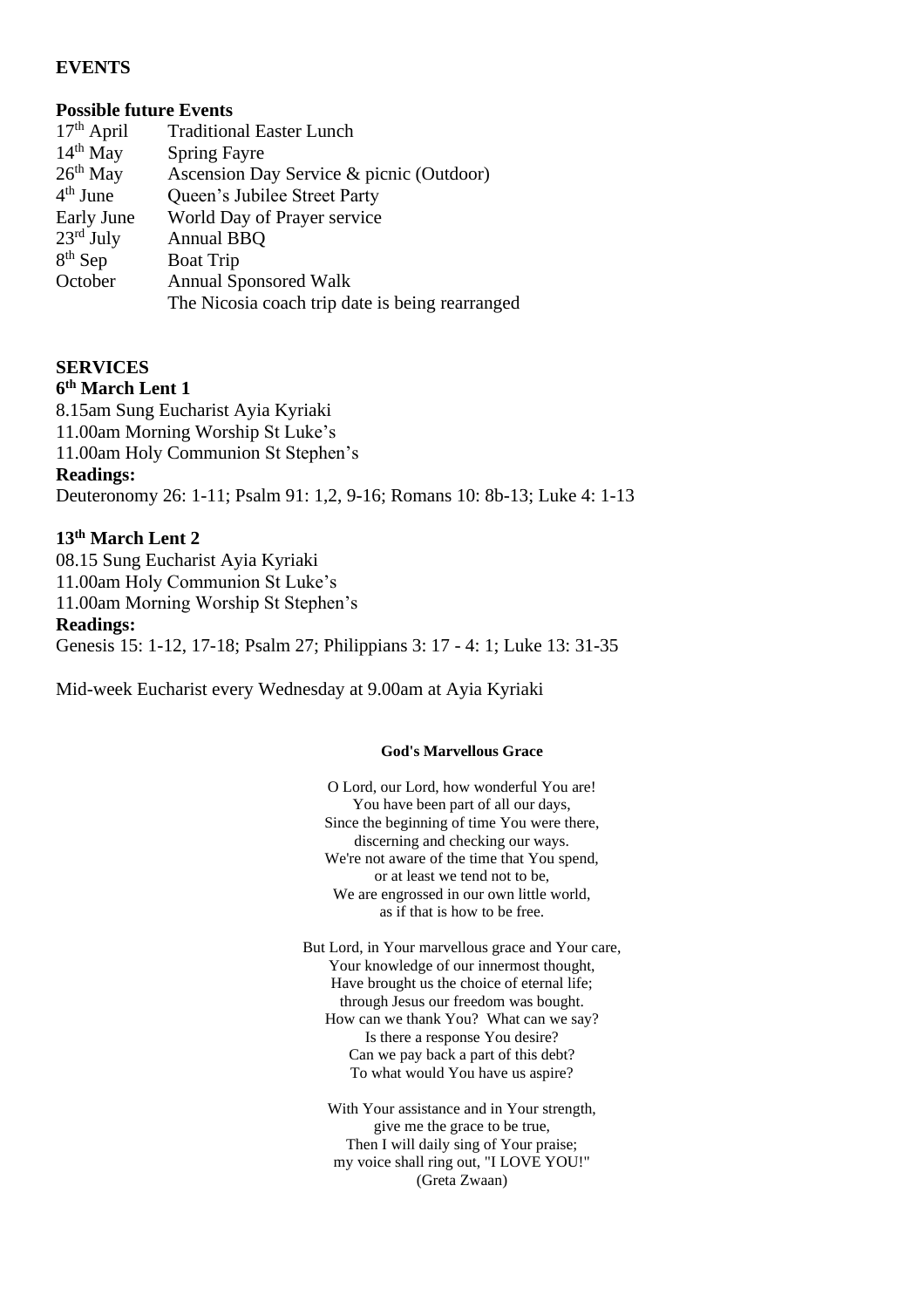## EVENTS

### Possible future Events

| | |
|---|---|
| 17th April | Traditional Easter Lunch |
| 14th May | Spring Fayre |
| 26th May | Ascension Day Service & picnic (Outdoor) |
| 4th June | Queen's Jubilee Street Party |
| Early June | World Day of Prayer service |
| 23rd July | Annual BBQ |
| 8th Sep | Boat Trip |
| October | Annual Sponsored Walk |
| | The Nicosia coach trip date is being rearranged |

## SERVICES

**6th March Lent 1**

8.15am Sung Eucharist Ayia Kyriaki
11.00am Morning Worship St Luke's
11.00am Holy Communion St Stephen's

**Readings:**

Deuteronomy 26: 1-11; Psalm 91: 1,2, 9-16; Romans 10: 8b-13; Luke 4: 1-13

**13th March Lent 2**

08.15 Sung Eucharist Ayia Kyriaki
11.00am Holy Communion St Luke's
11.00am Morning Worship St Stephen's

**Readings:**

Genesis 15: 1-12, 17-18; Psalm 27; Philippians 3: 17 - 4: 1; Luke 13: 31-35

Mid-week Eucharist every Wednesday at 9.00am at Ayia Kyriaki

**God's Marvellous Grace**

O Lord, our Lord, how wonderful You are!
You have been part of all our days,
Since the beginning of time You were there,
discerning and checking our ways.
We're not aware of the time that You spend,
or at least we tend not to be,
We are engrossed in our own little world,
as if that is how to be free.

But Lord, in Your marvellous grace and Your care,
Your knowledge of our innermost thought,
Have brought us the choice of eternal life;
through Jesus our freedom was bought.
How can we thank You? What can we say?
Is there a response You desire?
Can we pay back a part of this debt?
To what would You have us aspire?

With Your assistance and in Your strength,
give me the grace to be true,
Then I will daily sing of Your praise;
my voice shall ring out, "I LOVE YOU!"
(Greta Zwaan)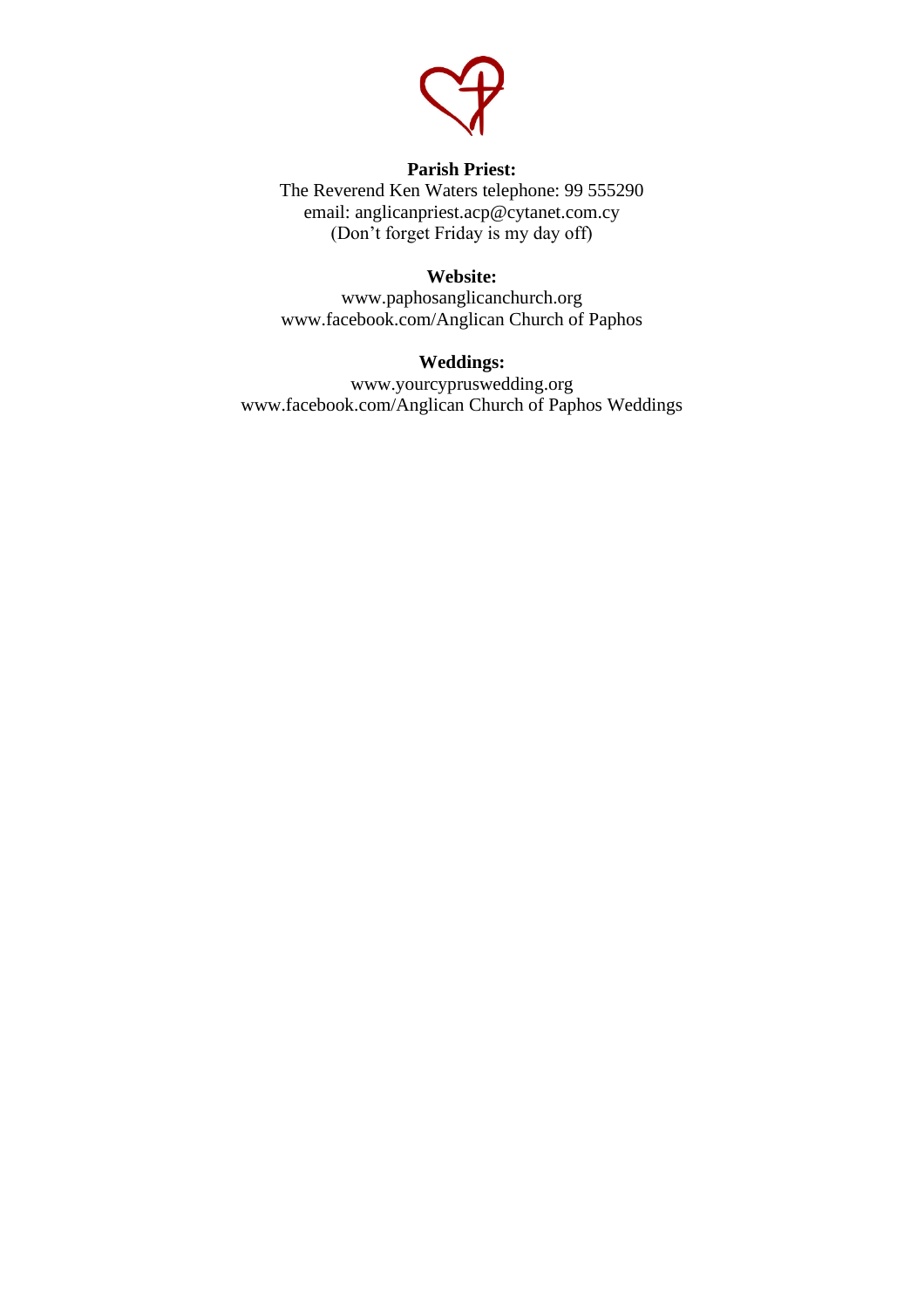**Parish Priest:**

The Reverend Ken Waters telephone: 99 555290
email: anglicanpriest.acp@cytanet.com.cy
(Don't forget Friday is my day off)

**Website:**

www.paphosanglicanchurch.org
www.facebook.com/Anglican Church of Paphos

**Weddings:**

www.yourcypruswedding.org
www.facebook.com/Anglican Church of Paphos Weddings